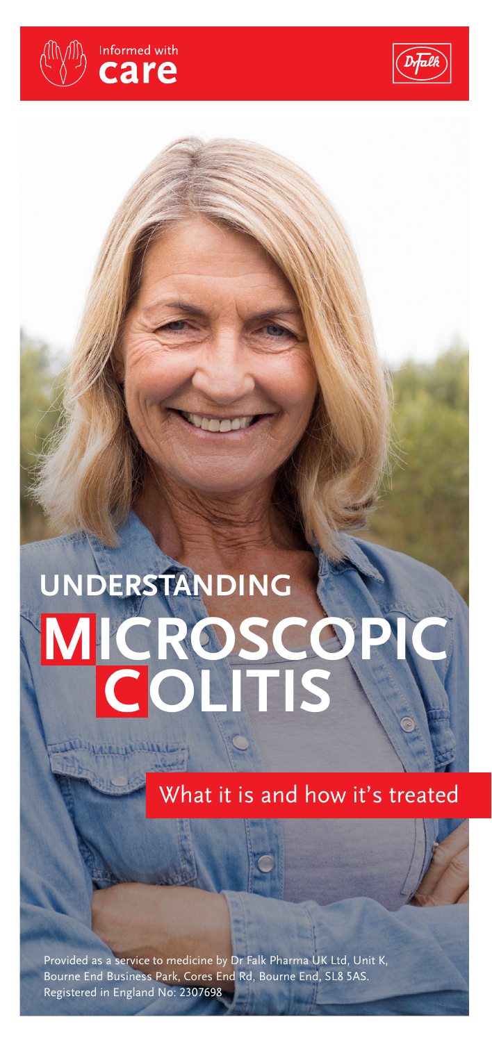Informed with **care**

Dr Falk

UNDERSTANDING

# MICROSCOPIC COLITIS

What it is and how it's treated

Provided as a service to medicine by Dr Falk Pharma UK Ltd, Unit K, Bourne End Business Park, Cores End Rd, Bourne End, SL8 5AS. Registered in England No: 2307698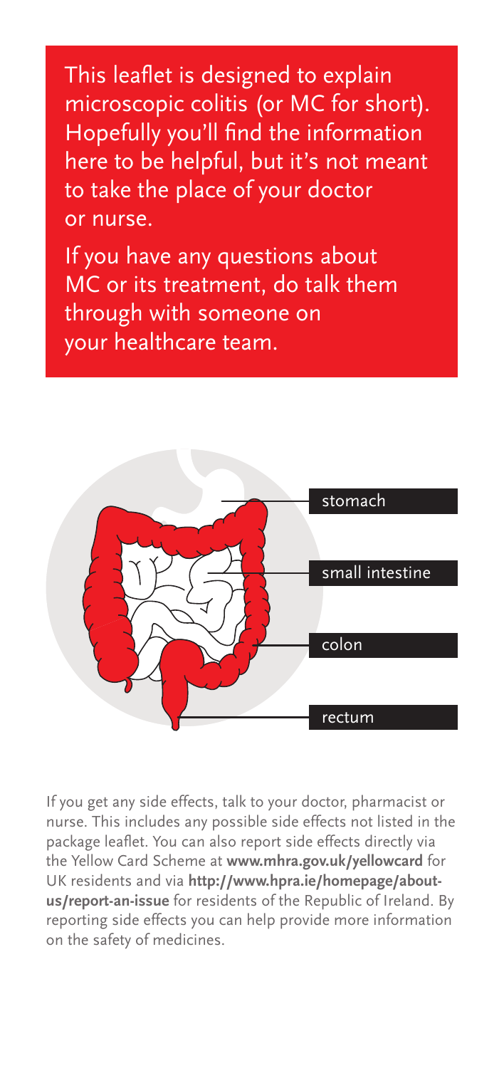This leaflet is designed to explain microscopic colitis (or MC for short). Hopefully you'll find the information here to be helpful, but it's not meant to take the place of your doctor or nurse.

If you have any questions about MC or its treatment, do talk them through with someone on your healthcare team.

stomach

small intestine

colon

rectum

If you get any side effects, talk to your doctor, pharmacist or nurse. This includes any possible side effects not listed in the package leaflet. You can also report side effects directly via the Yellow Card Scheme at **www.mhra.gov.uk/yellowcard** for UK residents and via **http://www.hpra.ie/homepage/about-us/report-an-issue** for residents of the Republic of Ireland. By reporting side effects you can help provide more information on the safety of medicines.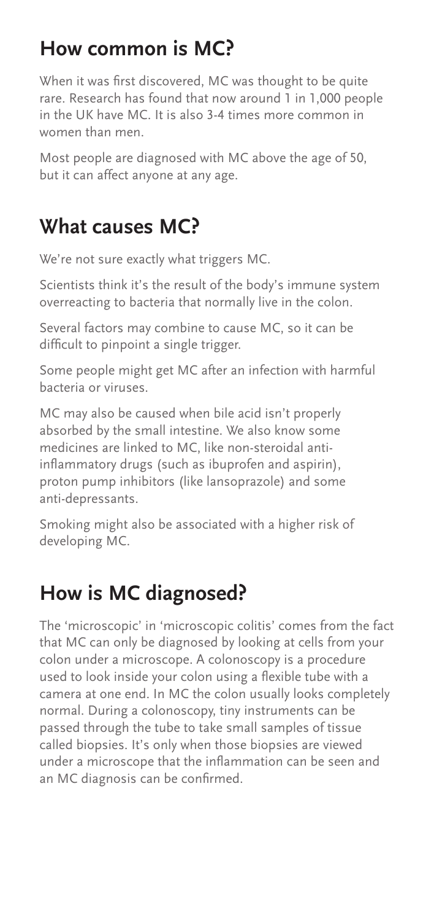## How common is MC?

When it was first discovered, MC was thought to be quite rare. Research has found that now around 1 in 1,000 people in the UK have MC. It is also 3-4 times more common in women than men.

Most people are diagnosed with MC above the age of 50, but it can affect anyone at any age.

## What causes MC?

We're not sure exactly what triggers MC.

Scientists think it's the result of the body's immune system overreacting to bacteria that normally live in the colon.

Several factors may combine to cause MC, so it can be difficult to pinpoint a single trigger.

Some people might get MC after an infection with harmful bacteria or viruses.

MC may also be caused when bile acid isn't properly absorbed by the small intestine. We also know some medicines are linked to MC, like non-steroidal anti-inflammatory drugs (such as ibuprofen and aspirin), proton pump inhibitors (like lansoprazole) and some anti-depressants.

Smoking might also be associated with a higher risk of developing MC.

## How is MC diagnosed?

The 'microscopic' in 'microscopic colitis' comes from the fact that MC can only be diagnosed by looking at cells from your colon under a microscope. A colonoscopy is a procedure used to look inside your colon using a flexible tube with a camera at one end. In MC the colon usually looks completely normal. During a colonoscopy, tiny instruments can be passed through the tube to take small samples of tissue called biopsies. It's only when those biopsies are viewed under a microscope that the inflammation can be seen and an MC diagnosis can be confirmed.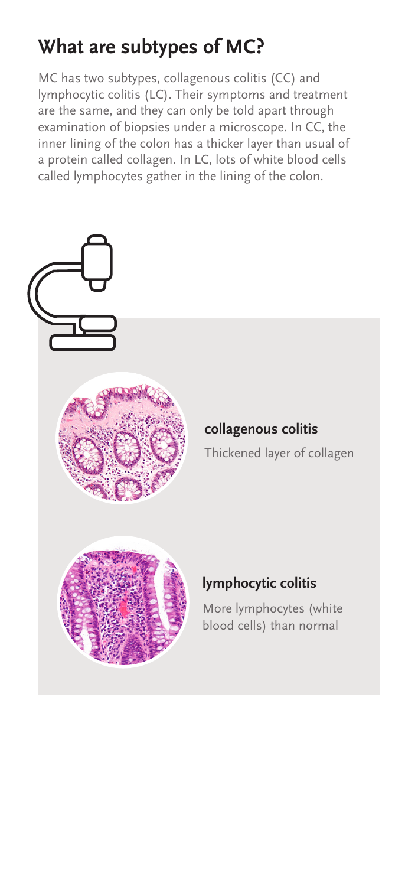## What are subtypes of MC?

MC has two subtypes, collagenous colitis (CC) and lymphocytic colitis (LC). Their symptoms and treatment are the same, and they can only be told apart through examination of biopsies under a microscope. In CC, the inner lining of the colon has a thicker layer than usual of a protein called collagen. In LC, lots of white blood cells called lymphocytes gather in the lining of the colon.

**collagenous colitis**

Thickened layer of collagen

**lymphocytic colitis**

More lymphocytes (white blood cells) than normal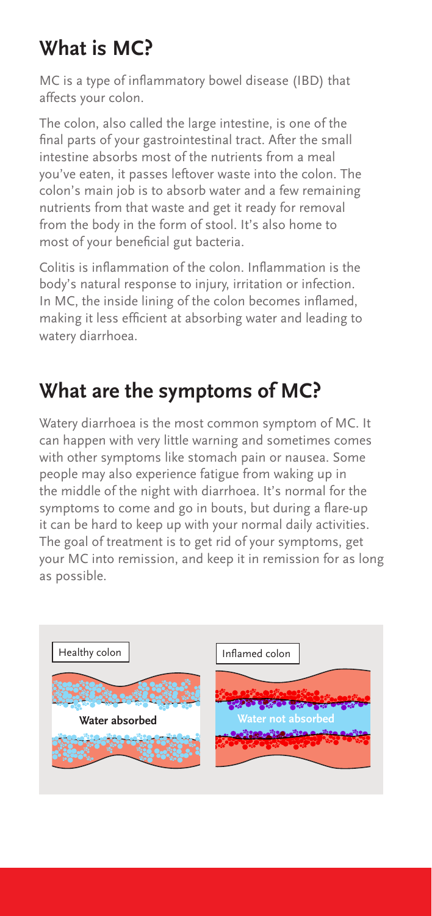## What is MC?

MC is a type of inflammatory bowel disease (IBD) that affects your colon.

The colon, also called the large intestine, is one of the final parts of your gastrointestinal tract. After the small intestine absorbs most of the nutrients from a meal you've eaten, it passes leftover waste into the colon. The colon's main job is to absorb water and a few remaining nutrients from that waste and get it ready for removal from the body in the form of stool. It's also home to most of your beneficial gut bacteria.

Colitis is inflammation of the colon. Inflammation is the body's natural response to injury, irritation or infection. In MC, the inside lining of the colon becomes inflamed, making it less efficient at absorbing water and leading to watery diarrhoea.

## What are the symptoms of MC?

Watery diarrhoea is the most common symptom of MC. It can happen with very little warning and sometimes comes with other symptoms like stomach pain or nausea. Some people may also experience fatigue from waking up in the middle of the night with diarrhoea. It's normal for the symptoms to come and go in bouts, but during a flare-up it can be hard to keep up with your normal daily activities. The goal of treatment is to get rid of your symptoms, get your MC into remission, and keep it in remission for as long as possible.

Healthy colon

**Water absorbed**

Inflamed colon

**Water not absorbed**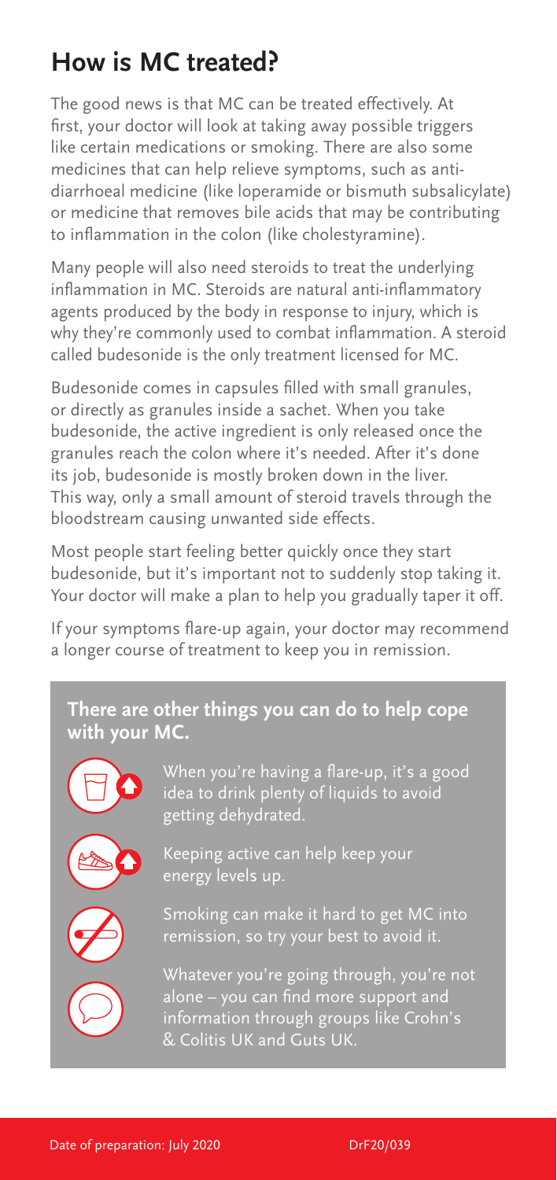## How is MC treated?

The good news is that MC can be treated effectively. At first, your doctor will look at taking away possible triggers like certain medications or smoking. There are also some medicines that can help relieve symptoms, such as anti-diarrhoeal medicine (like loperamide or bismuth subsalicylate) or medicine that removes bile acids that may be contributing to inflammation in the colon (like cholestyramine).

Many people will also need steroids to treat the underlying inflammation in MC. Steroids are natural anti-inflammatory agents produced by the body in response to injury, which is why they're commonly used to combat inflammation. A steroid called budesonide is the only treatment licensed for MC.

Budesonide comes in capsules filled with small granules, or directly as granules inside a sachet. When you take budesonide, the active ingredient is only released once the granules reach the colon where it's needed. After it's done its job, budesonide is mostly broken down in the liver. This way, only a small amount of steroid travels through the bloodstream causing unwanted side effects.

Most people start feeling better quickly once they start budesonide, but it's important not to suddenly stop taking it. Your doctor will make a plan to help you gradually taper it off.

If your symptoms flare-up again, your doctor may recommend a longer course of treatment to keep you in remission.

### There are other things you can do to help cope with your MC.

- When you're having a flare-up, it's a good idea to drink plenty of liquids to avoid getting dehydrated.
- Keeping active can help keep your energy levels up.
- Smoking can make it hard to get MC into remission, so try your best to avoid it.
- Whatever you're going through, you're not alone – you can find more support and information through groups like Crohn's & Colitis UK and Guts UK.

Date of preparation: July 2020 DrF20/039